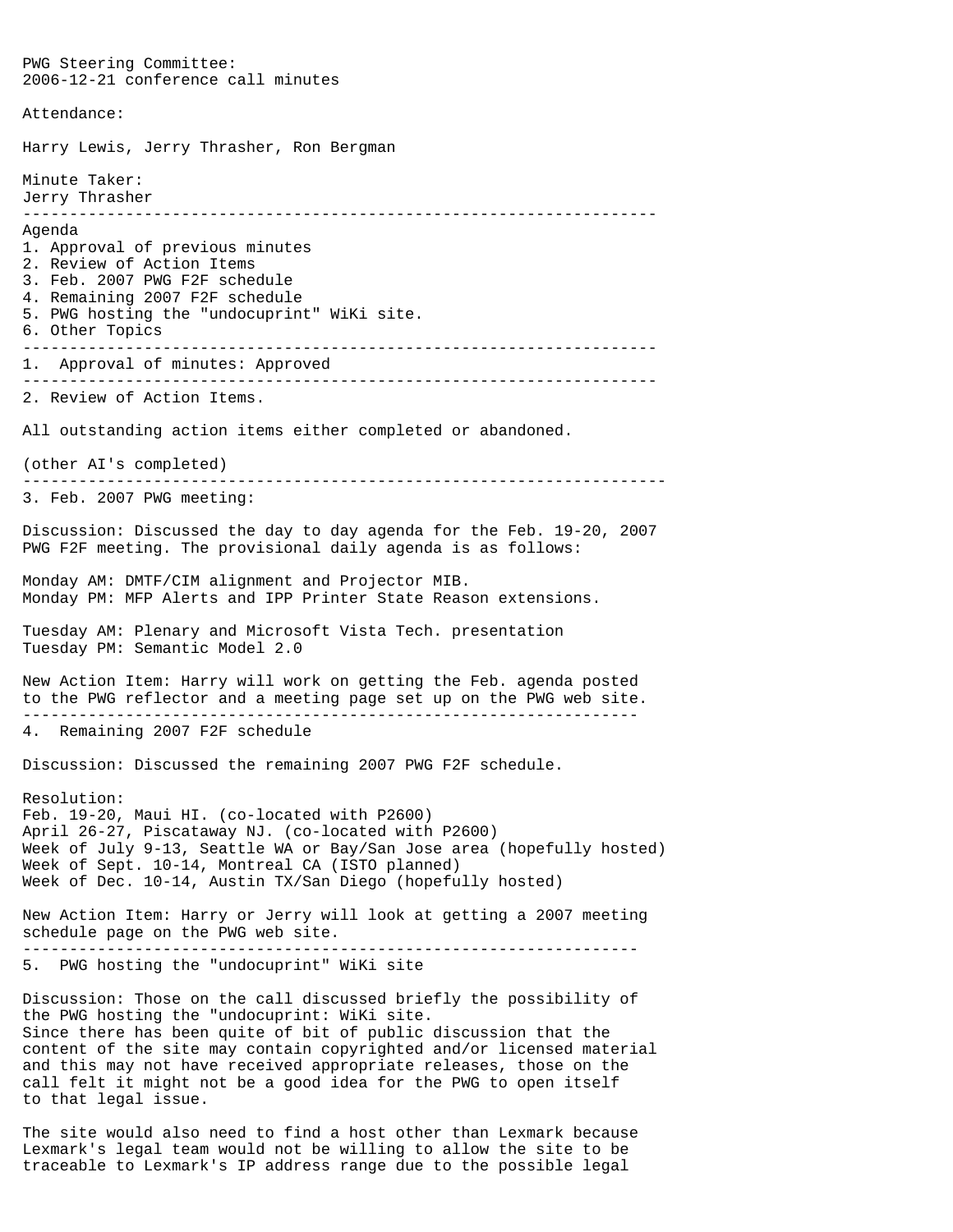PWG Steering Committee:
2006-12-21 conference call minutes

Attendance:

Harry Lewis, Jerry Thrasher, Ron Bergman

Minute Taker:
Jerry Thrasher

---

Agenda
1. Approval of previous minutes
2. Review of Action Items
3. Feb. 2007 PWG F2F schedule
4. Remaining 2007 F2F schedule
5. PWG hosting the "undocuprint" WiKi site.
6. Other Topics

---

1. Approval of minutes: Approved

---

2. Review of Action Items.

All outstanding action items either completed or abandoned.

(other AI's completed)

---

3. Feb. 2007 PWG meeting:

Discussion: Discussed the day to day agenda for the Feb. 19-20, 2007 PWG F2F meeting. The provisional daily agenda is as follows:

Monday AM: DMTF/CIM alignment and Projector MIB.
Monday PM: MFP Alerts and IPP Printer State Reason extensions.

Tuesday AM: Plenary and Microsoft Vista Tech. presentation
Tuesday PM: Semantic Model 2.0

New Action Item: Harry will work on getting the Feb. agenda posted to the PWG reflector and a meeting page set up on the PWG web site.

---

4. Remaining 2007 F2F schedule

Discussion: Discussed the remaining 2007 PWG F2F schedule.

Resolution:
Feb. 19-20, Maui HI. (co-located with P2600)
April 26-27, Piscataway NJ. (co-located with P2600)
Week of July 9-13, Seattle WA or Bay/San Jose area (hopefully hosted)
Week of Sept. 10-14, Montreal CA (ISTO planned)
Week of Dec. 10-14, Austin TX/San Diego (hopefully hosted)

New Action Item: Harry or Jerry will look at getting a 2007 meeting schedule page on the PWG web site.

---

5. PWG hosting the "undocuprint" WiKi site

Discussion: Those on the call discussed briefly the possibility of the PWG hosting the "undocuprint: WiKi site.
Since there has been quite of bit of public discussion that the content of the site may contain copyrighted and/or licensed material and this may not have received appropriate releases, those on the call felt it might not be a good idea for the PWG to open itself to that legal issue.

The site would also need to find a host other than Lexmark because Lexmark's legal team would not be willing to allow the site to be traceable to Lexmark's IP address range due to the possible legal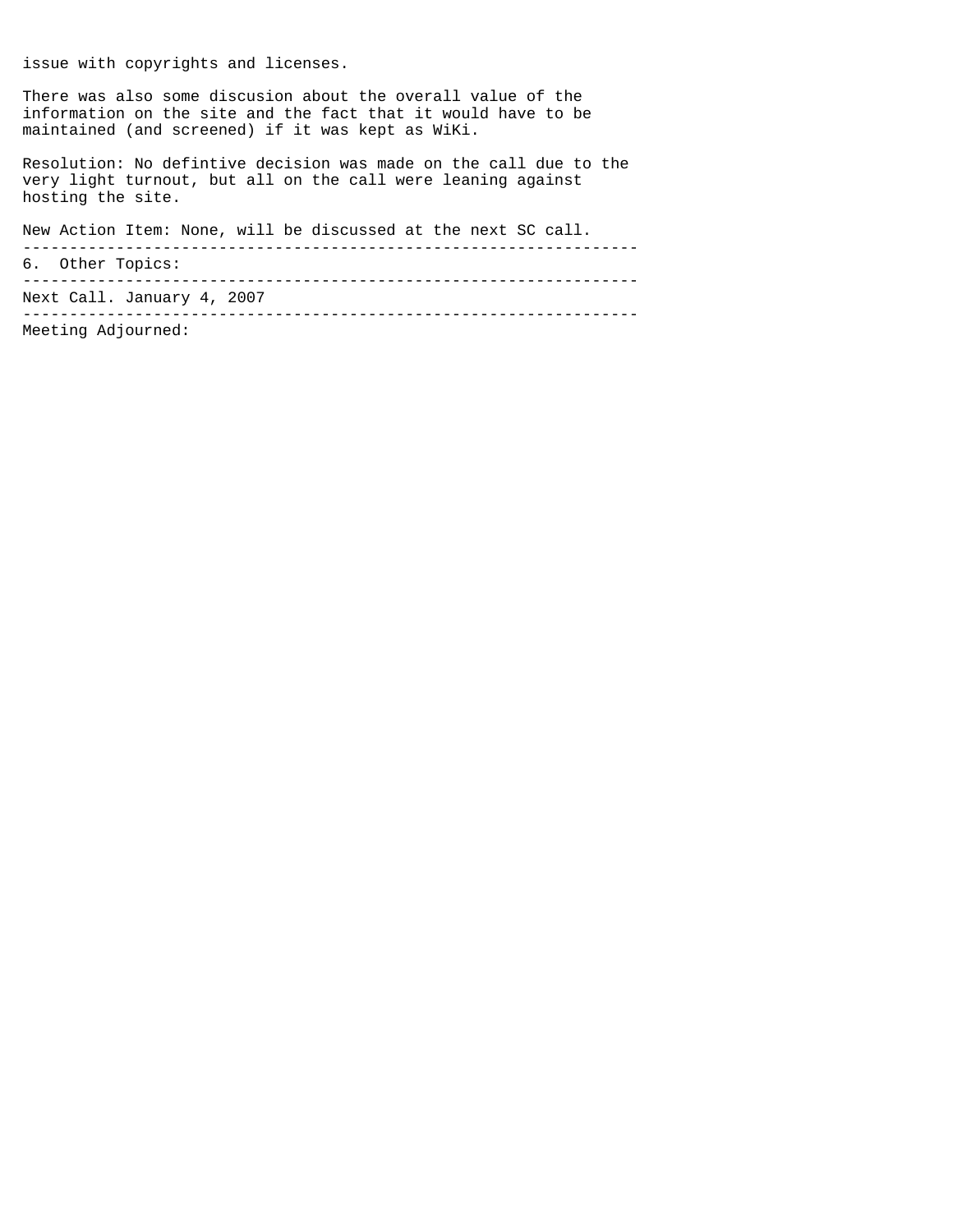issue with copyrights and licenses.

There was also some discusion about the overall value of the information on the site and the fact that it would have to be maintained (and screened) if it was kept as WiKi.

Resolution: No defintive decision was made on the call due to the very light turnout, but all on the call were leaning against hosting the site.

New Action Item: None, will be discussed at the next SC call.

---

6. Other Topics:

---

Next Call. January 4, 2007

---

Meeting Adjourned: